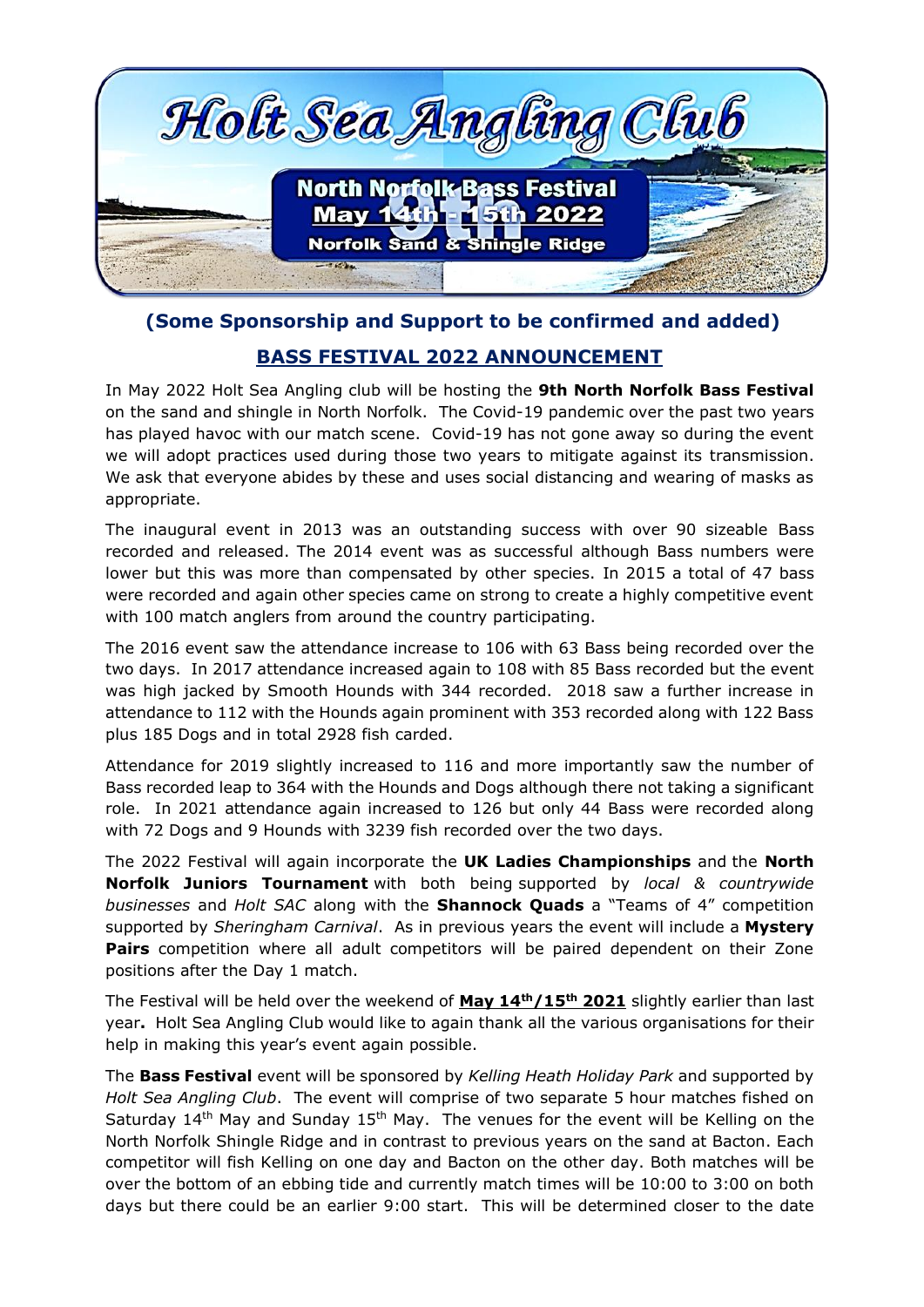# Holt Sea Angling Club

**North Norfolk Bass Festival**
**May 14th - 15th 2022**
**9th**
**Norfolk Sand & Shingle Ridge**

## (Some Sponsorship and Support to be confirmed and added)

## BASS FESTIVAL 2022 ANNOUNCEMENT

In May 2022 Holt Sea Angling club will be hosting the **9th North Norfolk Bass Festival** on the sand and shingle in North Norfolk. The Covid-19 pandemic over the past two years has played havoc with our match scene. Covid-19 has not gone away so during the event we will adopt practices used during those two years to mitigate against its transmission. We ask that everyone abides by these and uses social distancing and wearing of masks as appropriate.

The inaugural event in 2013 was an outstanding success with over 90 sizeable Bass recorded and released. The 2014 event was as successful although Bass numbers were lower but this was more than compensated by other species. In 2015 a total of 47 bass were recorded and again other species came on strong to create a highly competitive event with 100 match anglers from around the country participating.

The 2016 event saw the attendance increase to 106 with 63 Bass being recorded over the two days. In 2017 attendance increased again to 108 with 85 Bass recorded but the event was high jacked by Smooth Hounds with 344 recorded. 2018 saw a further increase in attendance to 112 with the Hounds again prominent with 353 recorded along with 122 Bass plus 185 Dogs and in total 2928 fish carded.

Attendance for 2019 slightly increased to 116 and more importantly saw the number of Bass recorded leap to 364 with the Hounds and Dogs although there not taking a significant role. In 2021 attendance again increased to 126 but only 44 Bass were recorded along with 72 Dogs and 9 Hounds with 3239 fish recorded over the two days.

The 2022 Festival will again incorporate the **UK Ladies Championships** and the **North Norfolk Juniors Tournament** with both being supported by *local & countrywide businesses* and *Holt SAC* along with the **Shannock Quads** a "Teams of 4" competition supported by *Sheringham Carnival*. As in previous years the event will include a **Mystery Pairs** competition where all adult competitors will be paired dependent on their Zone positions after the Day 1 match.

The Festival will be held over the weekend of **May 14th/15th 2021** slightly earlier than last year**.** Holt Sea Angling Club would like to again thank all the various organisations for their help in making this year's event again possible.

The **Bass Festival** event will be sponsored by *Kelling Heath Holiday Park* and supported by *Holt Sea Angling Club*. The event will comprise of two separate 5 hour matches fished on Saturday 14th May and Sunday 15th May. The venues for the event will be Kelling on the North Norfolk Shingle Ridge and in contrast to previous years on the sand at Bacton. Each competitor will fish Kelling on one day and Bacton on the other day. Both matches will be over the bottom of an ebbing tide and currently match times will be 10:00 to 3:00 on both days but there could be an earlier 9:00 start. This will be determined closer to the date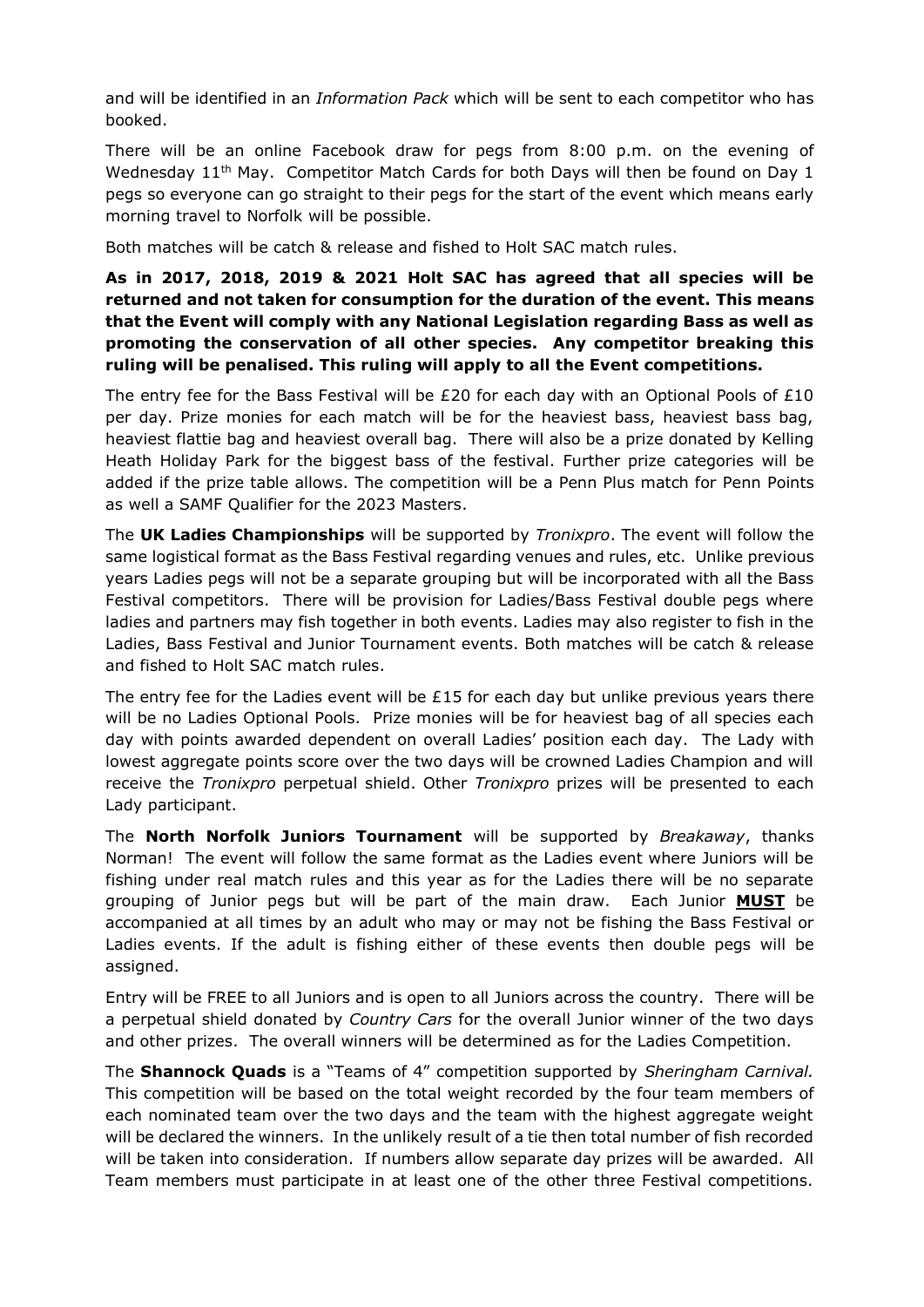and will be identified in an *Information Pack* which will be sent to each competitor who has booked.

There will be an online Facebook draw for pegs from 8:00 p.m. on the evening of Wednesday 11th May. Competitor Match Cards for both Days will then be found on Day 1 pegs so everyone can go straight to their pegs for the start of the event which means early morning travel to Norfolk will be possible.

Both matches will be catch & release and fished to Holt SAC match rules.

**As in 2017, 2018, 2019 & 2021 Holt SAC has agreed that all species will be returned and not taken for consumption for the duration of the event. This means that the Event will comply with any National Legislation regarding Bass as well as promoting the conservation of all other species. Any competitor breaking this ruling will be penalised. This ruling will apply to all the Event competitions.**

The entry fee for the Bass Festival will be £20 for each day with an Optional Pools of £10 per day. Prize monies for each match will be for the heaviest bass, heaviest bass bag, heaviest flattie bag and heaviest overall bag. There will also be a prize donated by Kelling Heath Holiday Park for the biggest bass of the festival. Further prize categories will be added if the prize table allows. The competition will be a Penn Plus match for Penn Points as well a SAMF Qualifier for the 2023 Masters.

The **UK Ladies Championships** will be supported by *Tronixpro*. The event will follow the same logistical format as the Bass Festival regarding venues and rules, etc. Unlike previous years Ladies pegs will not be a separate grouping but will be incorporated with all the Bass Festival competitors. There will be provision for Ladies/Bass Festival double pegs where ladies and partners may fish together in both events. Ladies may also register to fish in the Ladies, Bass Festival and Junior Tournament events. Both matches will be catch & release and fished to Holt SAC match rules.

The entry fee for the Ladies event will be £15 for each day but unlike previous years there will be no Ladies Optional Pools. Prize monies will be for heaviest bag of all species each day with points awarded dependent on overall Ladies' position each day. The Lady with lowest aggregate points score over the two days will be crowned Ladies Champion and will receive the *Tronixpro* perpetual shield. Other *Tronixpro* prizes will be presented to each Lady participant.

The **North Norfolk Juniors Tournament** will be supported by *Breakaway*, thanks Norman! The event will follow the same format as the Ladies event where Juniors will be fishing under real match rules and this year as for the Ladies there will be no separate grouping of Junior pegs but will be part of the main draw. Each Junior **MUST** be accompanied at all times by an adult who may or may not be fishing the Bass Festival or Ladies events. If the adult is fishing either of these events then double pegs will be assigned.

Entry will be FREE to all Juniors and is open to all Juniors across the country. There will be a perpetual shield donated by *Country Cars* for the overall Junior winner of the two days and other prizes. The overall winners will be determined as for the Ladies Competition.

The **Shannock Quads** is a "Teams of 4" competition supported by *Sheringham Carnival.* This competition will be based on the total weight recorded by the four team members of each nominated team over the two days and the team with the highest aggregate weight will be declared the winners. In the unlikely result of a tie then total number of fish recorded will be taken into consideration. If numbers allow separate day prizes will be awarded. All Team members must participate in at least one of the other three Festival competitions.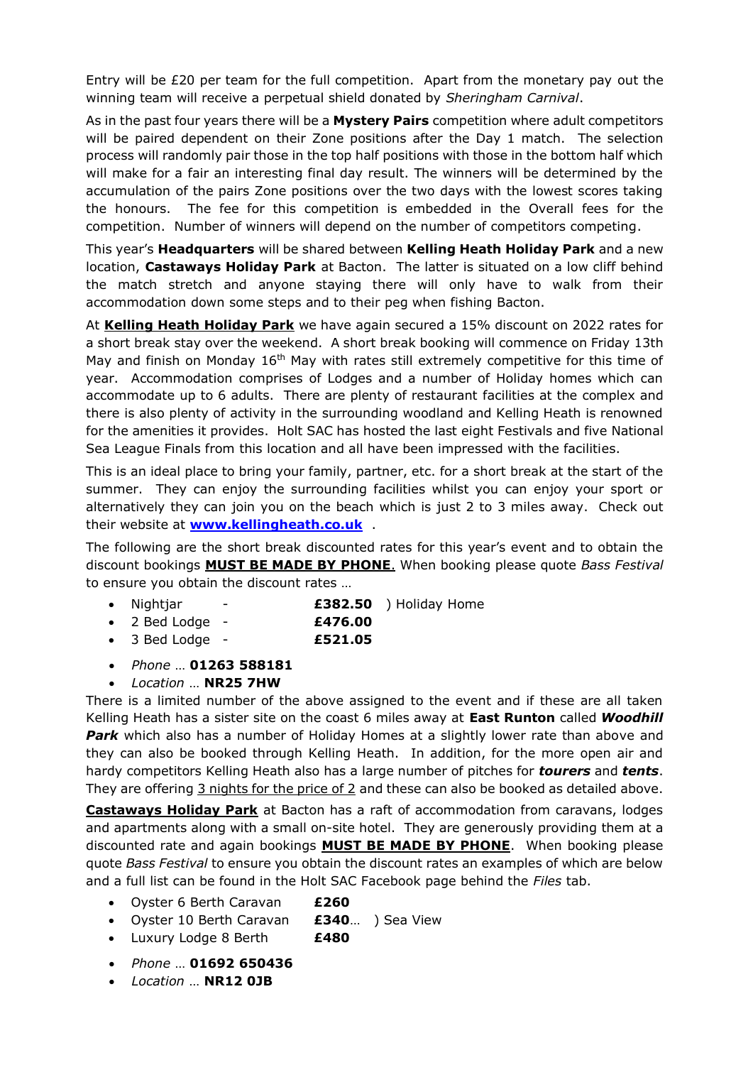Entry will be £20 per team for the full competition. Apart from the monetary pay out the winning team will receive a perpetual shield donated by *Sheringham Carnival*.

As in the past four years there will be a **Mystery Pairs** competition where adult competitors will be paired dependent on their Zone positions after the Day 1 match. The selection process will randomly pair those in the top half positions with those in the bottom half which will make for a fair an interesting final day result. The winners will be determined by the accumulation of the pairs Zone positions over the two days with the lowest scores taking the honours. The fee for this competition is embedded in the Overall fees for the competition. Number of winners will depend on the number of competitors competing.

This year's **Headquarters** will be shared between **Kelling Heath Holiday Park** and a new location, **Castaways Holiday Park** at Bacton. The latter is situated on a low cliff behind the match stretch and anyone staying there will only have to walk from their accommodation down some steps and to their peg when fishing Bacton.

At **Kelling Heath Holiday Park** we have again secured a 15% discount on 2022 rates for a short break stay over the weekend. A short break booking will commence on Friday 13th May and finish on Monday 16th May with rates still extremely competitive for this time of year. Accommodation comprises of Lodges and a number of Holiday homes which can accommodate up to 6 adults. There are plenty of restaurant facilities at the complex and there is also plenty of activity in the surrounding woodland and Kelling Heath is renowned for the amenities it provides. Holt SAC has hosted the last eight Festivals and five National Sea League Finals from this location and all have been impressed with the facilities.

This is an ideal place to bring your family, partner, etc. for a short break at the start of the summer. They can enjoy the surrounding facilities whilst you can enjoy your sport or alternatively they can join you on the beach which is just 2 to 3 miles away. Check out their website at **www.kellingheath.co.uk** .

The following are the short break discounted rates for this year's event and to obtain the discount bookings **MUST BE MADE BY PHONE**. When booking please quote *Bass Festival* to ensure you obtain the discount rates …

- Nightjar - **£382.50** ) Holiday Home
- 2 Bed Lodge - **£476.00**
- 3 Bed Lodge - **£521.05**

- *Phone* … **01263 588181**
- *Location* … **NR25 7HW**

There is a limited number of the above assigned to the event and if these are all taken Kelling Heath has a sister site on the coast 6 miles away at **East Runton** called ***Woodhill Park*** which also has a number of Holiday Homes at a slightly lower rate than above and they can also be booked through Kelling Heath. In addition, for the more open air and hardy competitors Kelling Heath also has a large number of pitches for ***tourers*** and ***tents***. They are offering 3 nights for the price of 2 and these can also be booked as detailed above.

**Castaways Holiday Park** at Bacton has a raft of accommodation from caravans, lodges and apartments along with a small on-site hotel. They are generously providing them at a discounted rate and again bookings **MUST BE MADE BY PHONE**. When booking please quote *Bass Festival* to ensure you obtain the discount rates an examples of which are below and a full list can be found in the Holt SAC Facebook page behind the *Files* tab.

- Oyster 6 Berth Caravan **£260**
- Oyster 10 Berth Caravan **£340**… ) Sea View
- Luxury Lodge 8 Berth **£480**

- *Phone* … **01692 650436**
- *Location* … **NR12 0JB**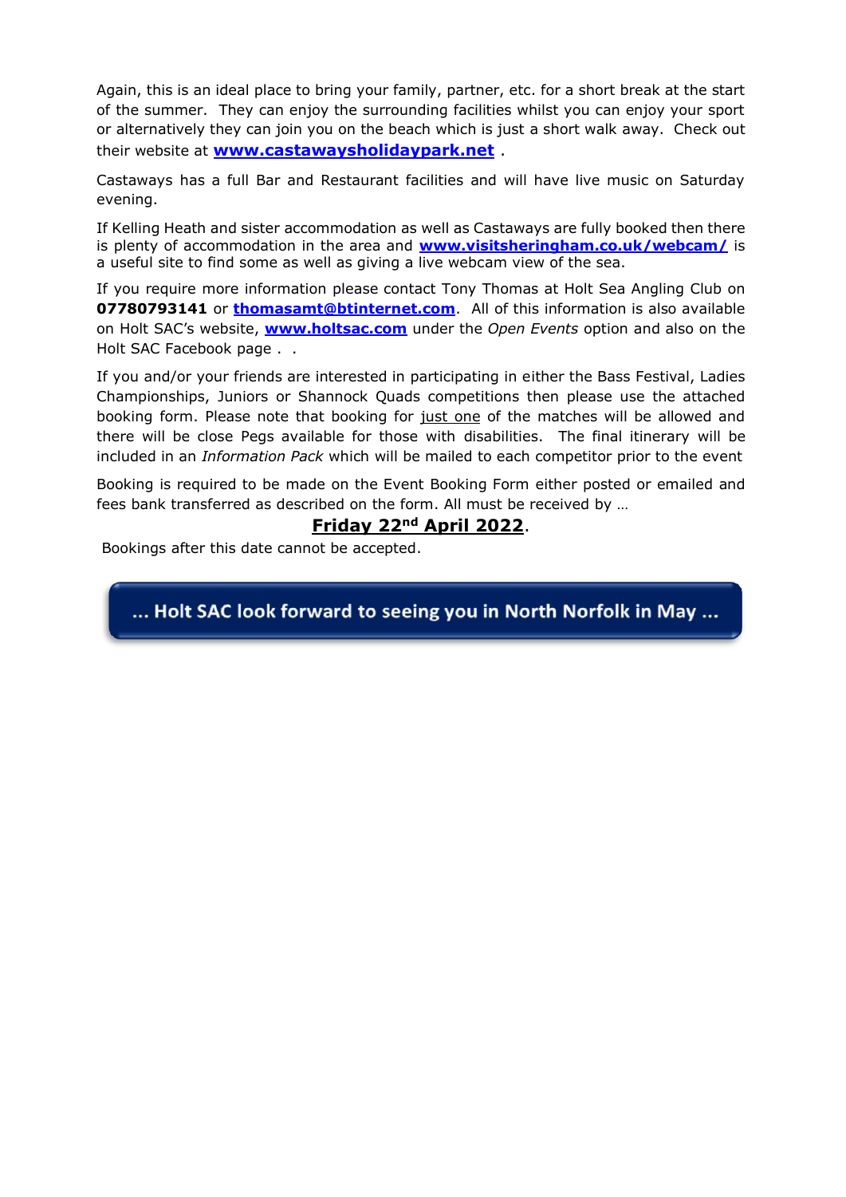Again, this is an ideal place to bring your family, partner, etc. for a short break at the start of the summer. They can enjoy the surrounding facilities whilst you can enjoy your sport or alternatively they can join you on the beach which is just a short walk away. Check out their website at **www.castawaysholidaypark.net** .

Castaways has a full Bar and Restaurant facilities and will have live music on Saturday evening.

If Kelling Heath and sister accommodation as well as Castaways are fully booked then there is plenty of accommodation in the area and **www.visitsheringham.co.uk/webcam/** is a useful site to find some as well as giving a live webcam view of the sea.

If you require more information please contact Tony Thomas at Holt Sea Angling Club on **07780793141** or **thomasamt@btinternet.com**. All of this information is also available on Holt SAC's website, **www.holtsac.com** under the *Open Events* option and also on the Holt SAC Facebook page . .

If you and/or your friends are interested in participating in either the Bass Festival, Ladies Championships, Juniors or Shannock Quads competitions then please use the attached booking form. Please note that booking for just one of the matches will be allowed and there will be close Pegs available for those with disabilities. The final itinerary will be included in an *Information Pack* which will be mailed to each competitor prior to the event

Booking is required to be made on the Event Booking Form either posted or emailed and fees bank transferred as described on the form. All must be received by …

**Friday 22nd April 2022**.

Bookings after this date cannot be accepted.

**… Holt SAC look forward to seeing you in North Norfolk in May …**